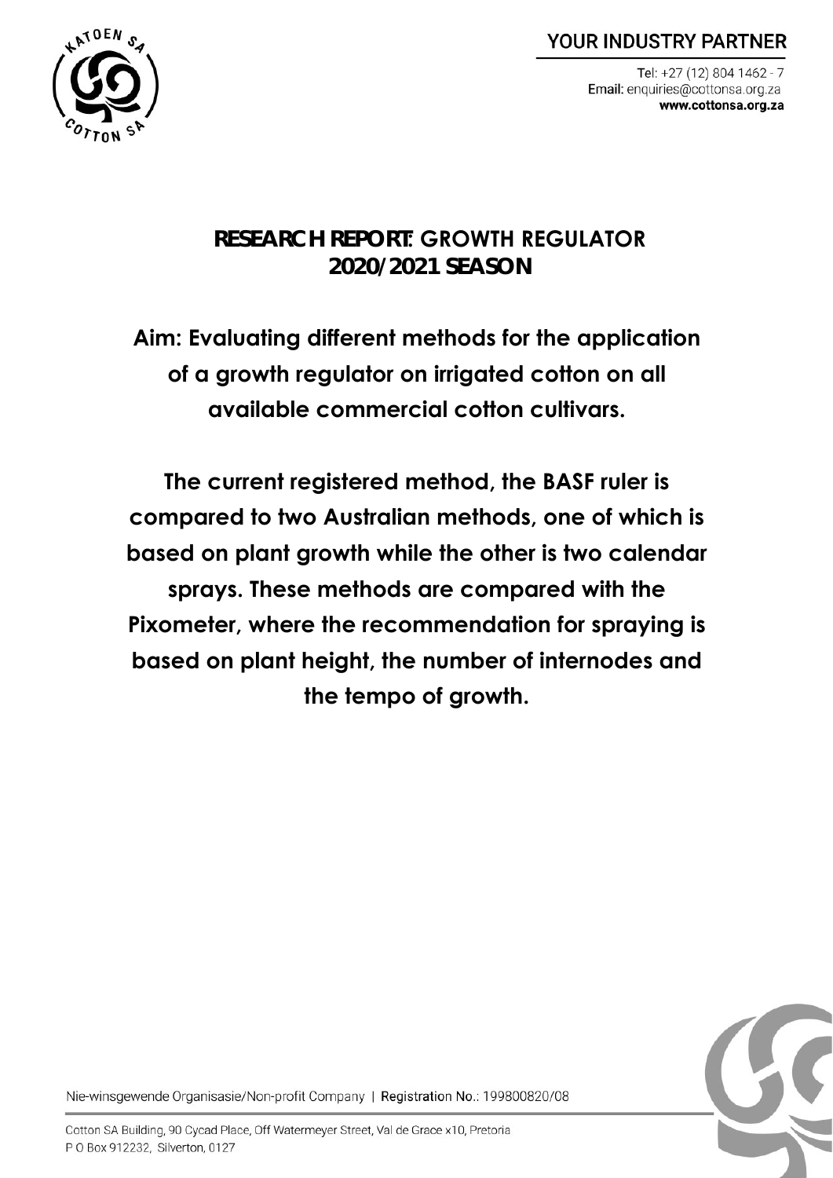# RESEARCH REPORT: GROWTH REGULATOR 2020/2021 SEASON

**Aim: Evaluating different methods for the application of a growth regulator on irrigated cotton on all available commercial cotton cultivars.**

**The current registered method, the BASF ruler is compared to two Australian methods, one of which is based on plant growth while the other is two calendar sprays. These methods are compared with the Pixometer, where the recommendation for spraying is based on plant height, the number of internodes and the tempo of growth.**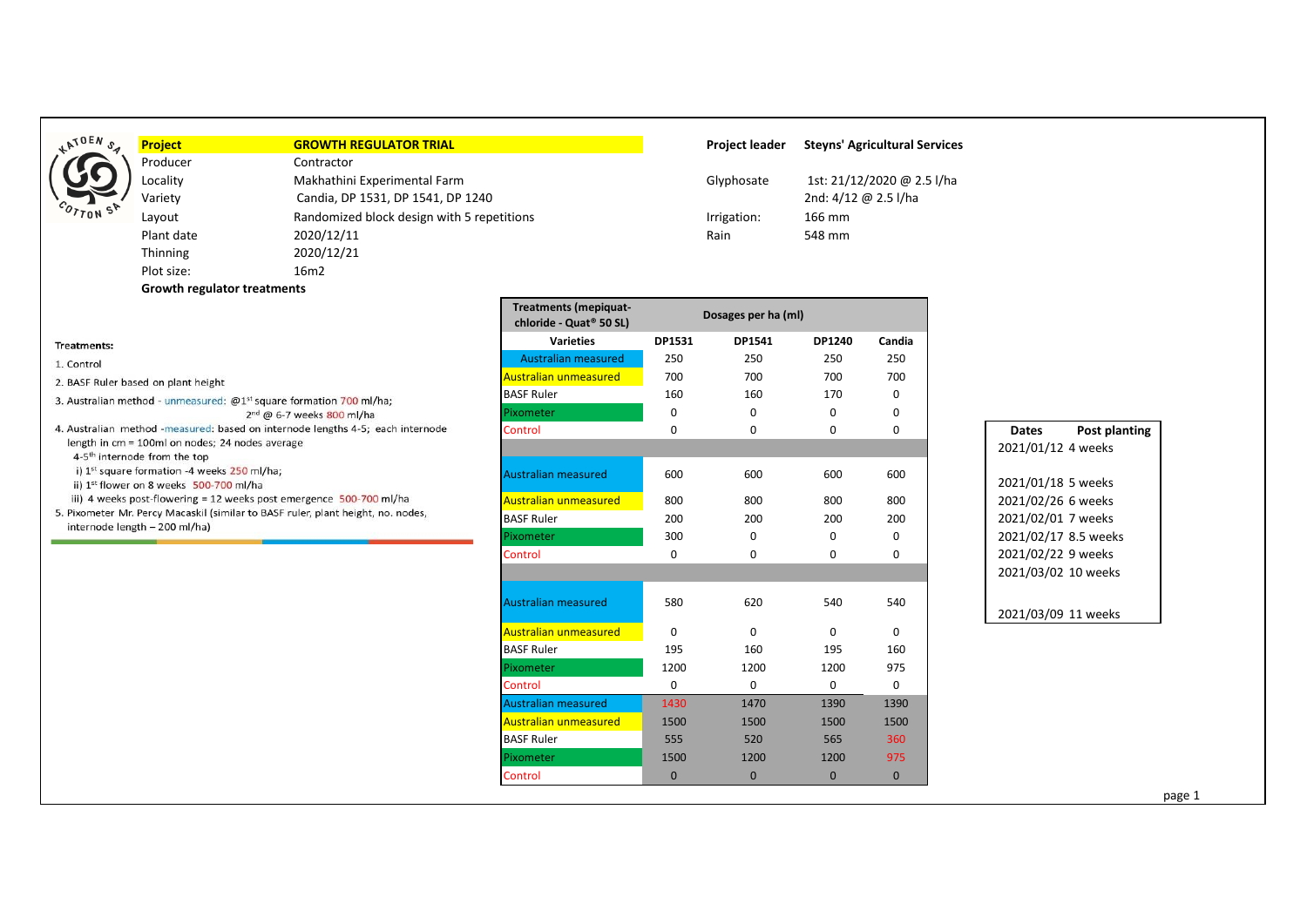**Project** — **GROWTH REGULATOR TRIAL**

| | |
|---|---|
| Producer | Contractor |
| Locality | Makhathini Experimental Farm |
| Variety | Candia, DP 1531, DP 1541, DP 1240 |
| Layout | Randomized block design with 5 repetitions |
| Plant date | 2020/12/11 |
| Thinning | 2020/12/21 |
| Plot size: | 16m2 |

| | |
|---|---|
| Project leader | Steyns' Agricultural Services |
| Glyphosate | 1st: 21/12/2020 @ 2.5 l/ha |
| | 2nd: 4/12 @ 2.5 l/ha |
| Irrigation: | 166 mm |
| Rain | 548 mm |

**Growth regulator treatments**

**Treatments:**

1. Control
2. BASF Ruler based on plant height
3. Australian method - unmeasured: @1st square formation 700 ml/ha; 2nd @ 6-7 weeks 800 ml/ha
4. Australian method -measured: based on internode lengths 4-5; each internode length in cm = 100ml on nodes; 24 nodes average
   4-5th internode from the top
   i) 1st square formation -4 weeks 250 ml/ha;
   ii) 1st flower on 8 weeks 500-700 ml/ha
   iii) 4 weeks post-flowering = 12 weeks post emergence 500-700 ml/ha
5. Pixometer Mr. Percy Macaskil (similar to BASF ruler, plant height, no. nodes, internode length – 200 ml/ha)

| Treatments (mepiquat-chloride - Quat® 50 SL) | Dosages per ha (ml) | | | |
|---|---|---|---|---|
| Varieties | DP1531 | DP1541 | DP1240 | Candia |
| Australian measured | 250 | 250 | 250 | 250 |
| Australian unmeasured | 700 | 700 | 700 | 700 |
| BASF Ruler | 160 | 160 | 170 | 0 |
| Pixometer | 0 | 0 | 0 | 0 |
| Control | 0 | 0 | 0 | 0 |
| | | | | |
| Australian measured | 600 | 600 | 600 | 600 |
| Australian unmeasured | 800 | 800 | 800 | 800 |
| BASF Ruler | 200 | 200 | 200 | 200 |
| Pixometer | 300 | 0 | 0 | 0 |
| Control | 0 | 0 | 0 | 0 |
| | | | | |
| Australian measured | 580 | 620 | 540 | 540 |
| Australian unmeasured | 0 | 0 | 0 | 0 |
| BASF Ruler | 195 | 160 | 195 | 160 |
| Pixometer | 1200 | 1200 | 1200 | 975 |
| Control | 0 | 0 | 0 | 0 |
| Australian measured | 1430 | 1470 | 1390 | 1390 |
| Australian unmeasured | 1500 | 1500 | 1500 | 1500 |
| BASF Ruler | 555 | 520 | 565 | 360 |
| Pixometer | 1500 | 1200 | 1200 | 975 |
| Control | 0 | 0 | 0 | 0 |

| Dates | Post planting |
|---|---|
| 2021/01/12 | 4 weeks |
| 2021/01/18 | 5 weeks |
| 2021/02/26 | 6 weeks |
| 2021/02/01 | 7 weeks |
| 2021/02/17 | 8.5 weeks |
| 2021/02/22 | 9 weeks |
| 2021/03/02 | 10 weeks |
| 2021/03/09 | 11 weeks |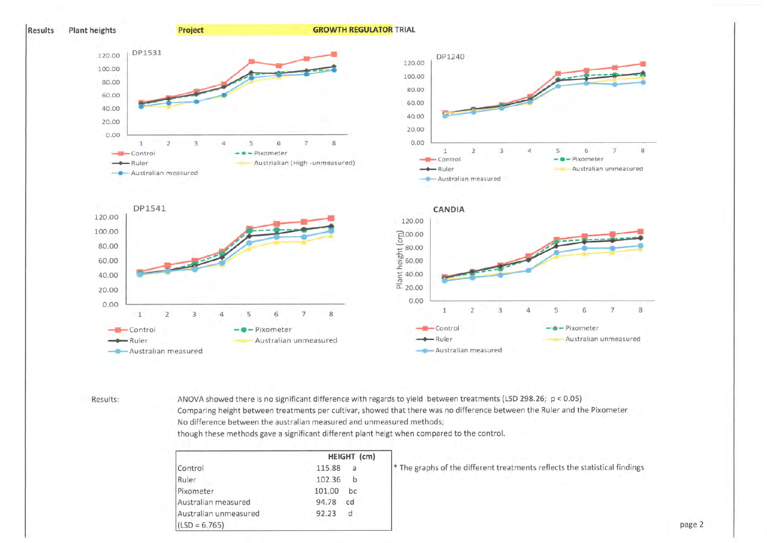**Results** Plant heights

**Project** **GROWTH REGULATOR** TRIAL

Results:

ANOVA showed there is no significant difference with regards to yield between treatments (LSD 298.26; $p < 0.05$)
Comparing height between treatments per cultivar, showed that there was no difference between the Ruler and the Pixometer
No difference between the australian measured and unmeasured methods;
though these methods gave a significant different plant heigt when compared to the control.

| | HEIGHT (cm) | |
|---|---|---|
| Control | 115.88 | a |
| Ruler | 102.36 | b |
| Pixometer | 101.00 | bc |
| Australian measured | 94.78 | cd |
| Australian unmeasured | 92.23 | d |
| (LSD = 6.765) | | |

* The graphs of the different treatments reflects the statistical findings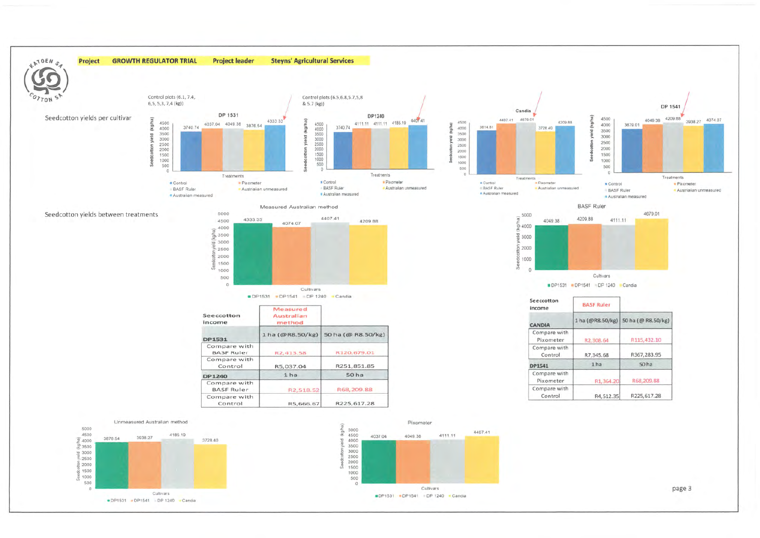**Project** **GROWTH REGULATOR TRIAL** **Project leader** **Steyns' Agricultural Services**

## Seedcotton yields per cultivar

Control plots (6.1, 7.4, 6.5, 5.3, 7.4 (kg))

**DP 1531**

| Treatment | Seedcotton yield (kg/ha) |
|---|---|
| Control | 3740.74 |
| Pixometer | 4037.04 |
| BASF Ruler | 4049.38 |
| Australian unmeasured | 3876.54 |
| Australian measured | 4333.33 |

Control plots (6.5, 6.8, 5.7, 5.8 & 5.7 (kg))

**DP1240**

| Treatment | Seedcotton yield (kg/ha) |
|---|---|
| Control | 3740.74 |
| Pixometer | 4111.11 |
| BASF Ruler | 4111.11 |
| Australian unmeasured | 4185.19 |
| Australian measured | 4407.41 |

**Candia**

| Treatment | Seedcotton yield (kg/ha) |
|---|---|
| Control | 3614.81 |
| Pixometer | 4407.41 |
| BASF Ruler | 4679.01 |
| Australian unmeasured | 3728.40 |
| Australian measured | 4209.88 |

**DP 1541**

| Treatment | Seedcotton yield (kg/ha) |
|---|---|
| Control | 3679.01 |
| Pixometer | 4049.38 |
| BASF Ruler | 4209.88 |
| Australian unmeasured | 3938.27 |
| Australian measured | 4074.07 |

## Seedcotton yields between treatments

**Measured Australian method**

| Cultivar | Seedcotton yield (kg/ha) |
|---|---|
| DP1531 | 4333.33 |
| DP1541 | 4074.07 |
| DP 1240 | 4407.41 |
| Candia | 4209.88 |

**BASF Ruler**

| Cultivar | Seedcotton yield (kg/ha) |
|---|---|
| DP1531 | 4049.38 |
| DP1541 | 4209.88 |
| DP 1240 | 4111.11 |
| Candia | 4679.01 |

| Seeccotton income | Measured Australian method | |
|---|---|---|
| **DP1531** | 1 ha (@R8.50/kg) | 50 ha (@ R8.50/kg) |
| Compare with BASF Ruler | R2,413.58 | R120,679.01 |
| Compare with Control | R5,037.04 | R251,851.85 |
| **DP1240** | 1 ha | 50 ha |
| Compare with BASF Ruler | R2,518.52 | R68,209.88 |
| Compare with Control | R5,666.67 | R225,617.28 |

| Seeccotton income | BASF Ruler | |
|---|---|---|
| **CANDIA** | 1 ha (@R8.50/kg) | 50 ha (@ R8.50/kg) |
| Compare with Pixometer | R2,308.64 | R115,432.10 |
| Compare with Control | R7,345.68 | R367,283.95 |
| **DP1541** | 1 ha | 50 ha |
| Compare with Pixometer | R1,364.20 | R68,209.88 |
| Compare with Control | R4,512.35 | R225,617.28 |

**Unmeasured Australian method**

| Cultivar | Seedcotton yield (kg/ha) |
|---|---|
| DP1531 | 3876.54 |
| DP1541 | 3938.27 |
| DP 1240 | 4185.19 |
| Candia | 3728.40 |

**Pixometer**

| Cultivar | Seedcotton yield (kg/ha) |
|---|---|
| DP1531 | 4037.04 |
| DP1541 | 4049.38 |
| DP 1240 | 4111.11 |
| Candia | 4407.41 |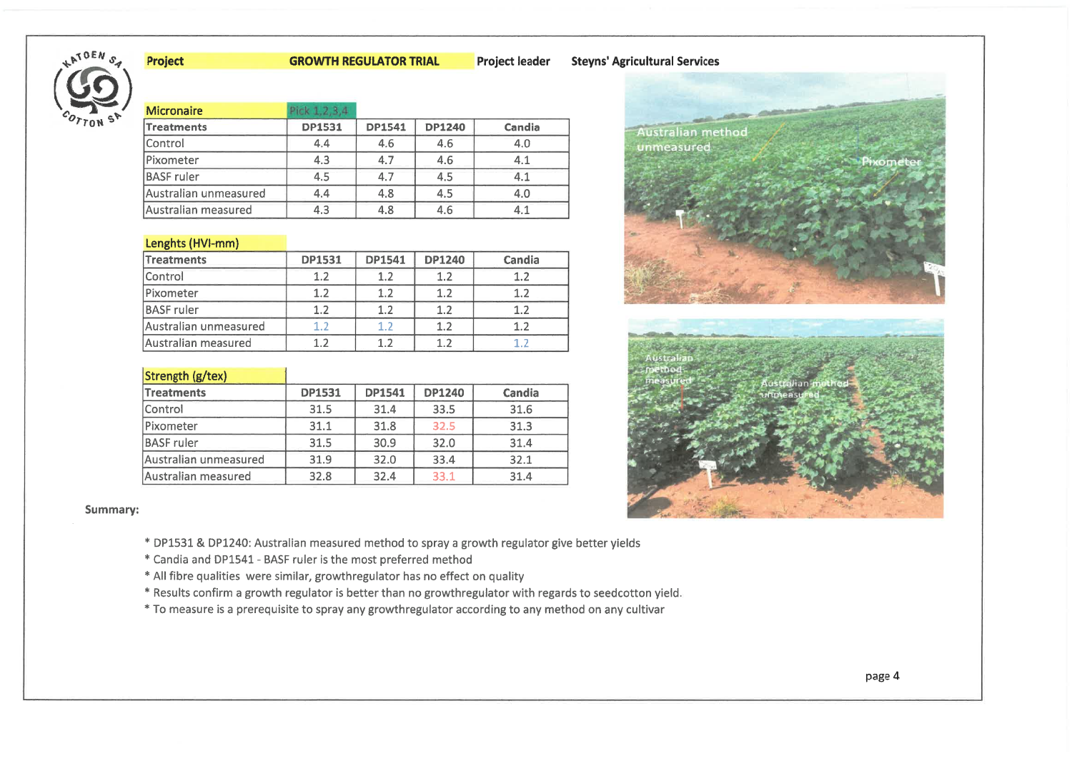**Project** GROWTH REGULATOR TRIAL **Project leader** Steyns' Agricultural Services

| Micronaire | Pick 1,2,3,4 | | | |
|---|---|---|---|---|
| Treatments | DP1531 | DP1541 | DP1240 | Candia |
| Control | 4.4 | 4.6 | 4.6 | 4.0 |
| Pixometer | 4.3 | 4.7 | 4.6 | 4.1 |
| BASF ruler | 4.5 | 4.7 | 4.5 | 4.1 |
| Australian unmeasured | 4.4 | 4.8 | 4.5 | 4.0 |
| Australian measured | 4.3 | 4.8 | 4.6 | 4.1 |

| Lenghts (HVI-mm) | | | | |
|---|---|---|---|---|
| Treatments | DP1531 | DP1541 | DP1240 | Candia |
| Control | 1.2 | 1.2 | 1.2 | 1.2 |
| Pixometer | 1.2 | 1.2 | 1.2 | 1.2 |
| BASF ruler | 1.2 | 1.2 | 1.2 | 1.2 |
| Australian unmeasured | 1.2 | 1.2 | 1.2 | 1.2 |
| Australian measured | 1.2 | 1.2 | 1.2 | 1.2 |

| Strength (g/tex) | | | | |
|---|---|---|---|---|
| Treatments | DP1531 | DP1541 | DP1240 | Candia |
| Control | 31.5 | 31.4 | 33.5 | 31.6 |
| Pixometer | 31.1 | 31.8 | 32.5 | 31.3 |
| BASF ruler | 31.5 | 30.9 | 32.0 | 31.4 |
| Australian unmeasured | 31.9 | 32.0 | 33.4 | 32.1 |
| Australian measured | 32.8 | 32.4 | 33.1 | 31.4 |

Australian method unmeasured

Pixometer

Australian method measured

Australian method unmeasured

**Summary:**

* DP1531 & DP1240: Australian measured method to spray a growth regulator give better yields
* Candia and DP1541 - BASF ruler is the most preferred method
* All fibre qualities were similar, growthregulator has no effect on quality
* Results confirm a growth regulator is better than no growthregulator with regards to seedcotton yield.
* To measure is a prerequisite to spray any growthregulator according to any method on any cultivar